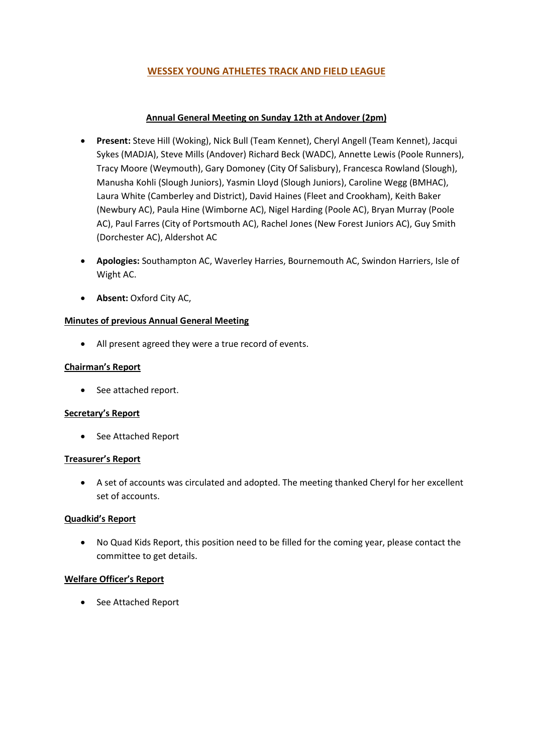# WESSEX YOUNG ATHLETES TRACK AND FIELD LEAGUE

## Annual General Meeting on Sunday 12th at Andover (2pm)

- **Present:** Steve Hill (Woking), Nick Bull (Team Kennet), Cheryl Angell (Team Kennet), Jacqui Sykes (MADJA), Steve Mills (Andover) Richard Beck (WADC), Annette Lewis (Poole Runners), Tracy Moore (Weymouth), Gary Domoney (City Of Salisbury), Francesca Rowland (Slough), Manusha Kohli (Slough Juniors), Yasmin Lloyd (Slough Juniors), Caroline Wegg (BMHAC), Laura White (Camberley and District), David Haines (Fleet and Crookham), Keith Baker (Newbury AC), Paula Hine (Wimborne AC), Nigel Harding (Poole AC), Bryan Murray (Poole AC), Paul Farres (City of Portsmouth AC), Rachel Jones (New Forest Juniors AC), Guy Smith (Dorchester AC), Aldershot AC
- **Apologies:** Southampton AC, Waverley Harries, Bournemouth AC, Swindon Harriers, Isle of Wight AC.
- **Absent:** Oxford City AC,

### Minutes of previous Annual General Meeting

- All present agreed they were a true record of events.

### Chairman's Report

- See attached report.

### Secretary's Report

- See Attached Report

### Treasurer's Report

- A set of accounts was circulated and adopted. The meeting thanked Cheryl for her excellent set of accounts.

### Quadkid's Report

- No Quad Kids Report, this position need to be filled for the coming year, please contact the committee to get details.

### Welfare Officer's Report

- See Attached Report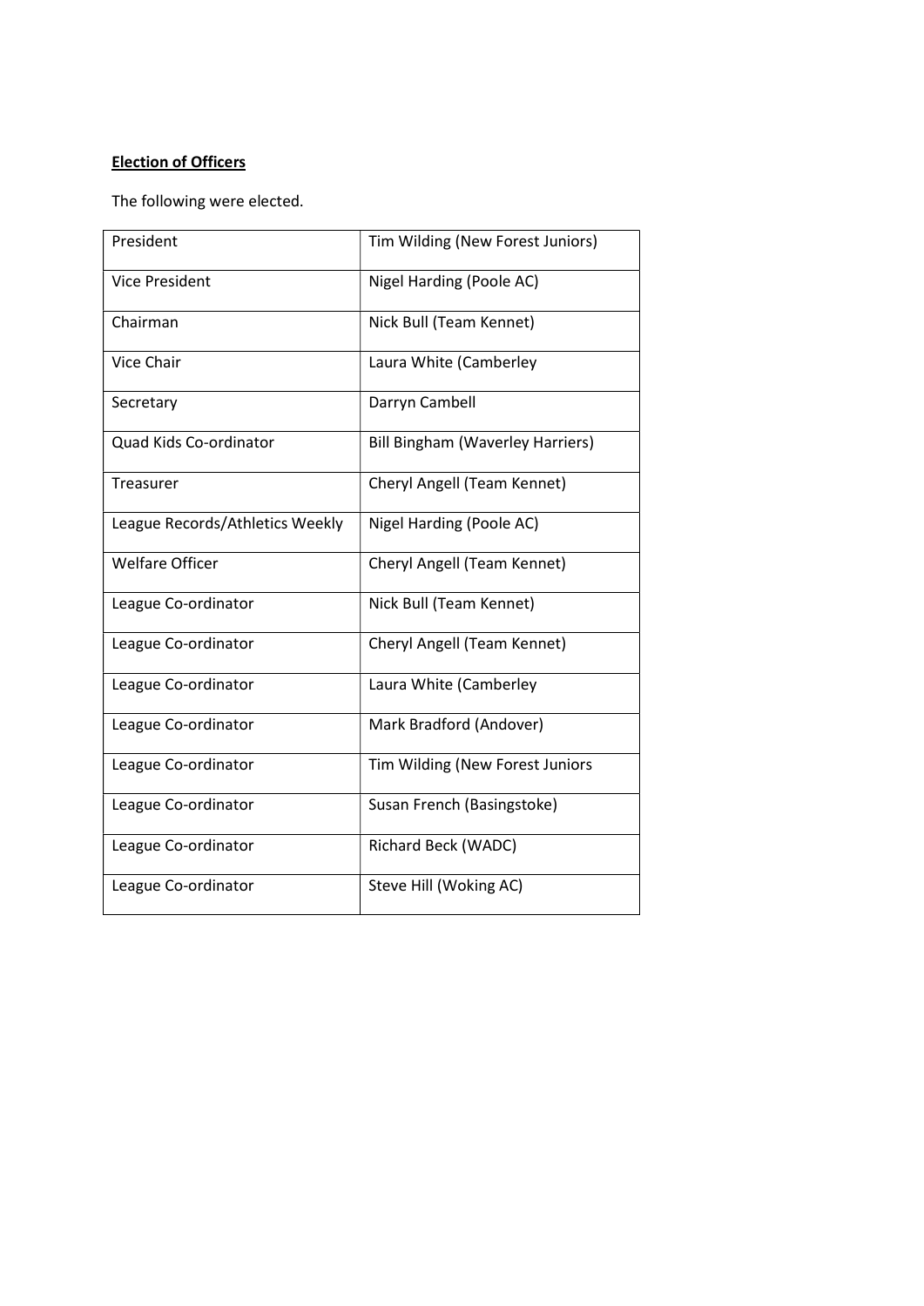**Election of Officers**

The following were elected.

| | |
|---|---|
| President | Tim Wilding (New Forest Juniors) |
| Vice President | Nigel Harding (Poole AC) |
| Chairman | Nick Bull (Team Kennet) |
| Vice Chair | Laura White (Camberley |
| Secretary | Darryn Cambell |
| Quad Kids Co-ordinator | Bill Bingham (Waverley Harriers) |
| Treasurer | Cheryl Angell (Team Kennet) |
| League Records/Athletics Weekly | Nigel Harding (Poole AC) |
| Welfare Officer | Cheryl Angell (Team Kennet) |
| League Co-ordinator | Nick Bull (Team Kennet) |
| League Co-ordinator | Cheryl Angell (Team Kennet) |
| League Co-ordinator | Laura White (Camberley |
| League Co-ordinator | Mark Bradford (Andover) |
| League Co-ordinator | Tim Wilding (New Forest Juniors |
| League Co-ordinator | Susan French (Basingstoke) |
| League Co-ordinator | Richard Beck (WADC) |
| League Co-ordinator | Steve Hill (Woking AC) |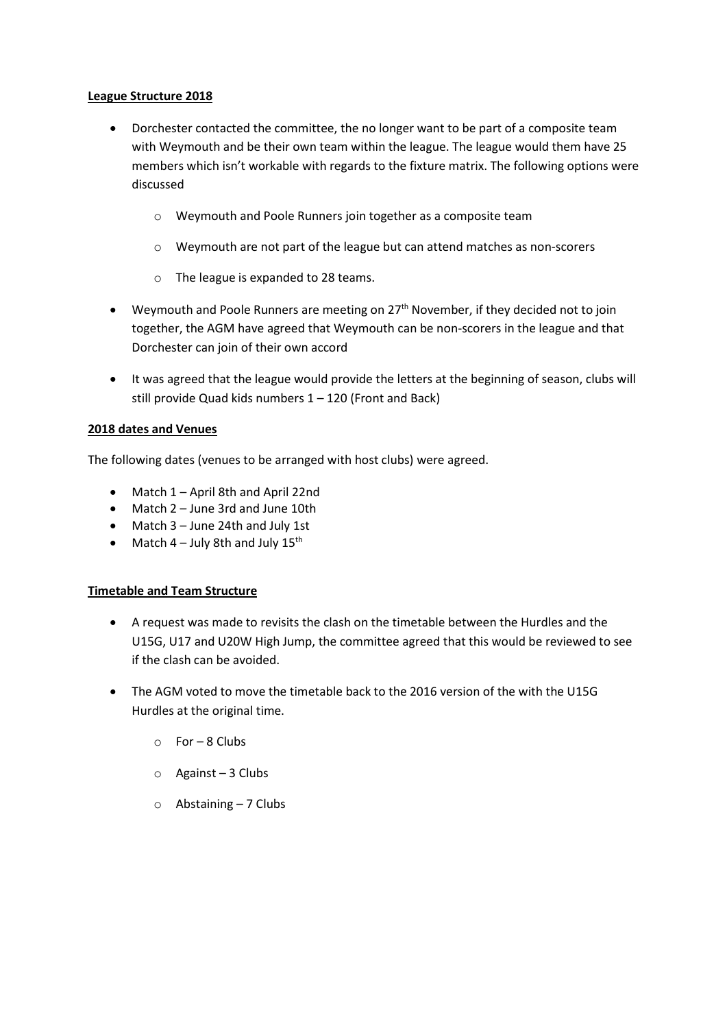**League Structure 2018**

- Dorchester contacted the committee, the no longer want to be part of a composite team with Weymouth and be their own team within the league. The league would them have 25 members which isn't workable with regards to the fixture matrix. The following options were discussed
  - Weymouth and Poole Runners join together as a composite team
  - Weymouth are not part of the league but can attend matches as non-scorers
  - The league is expanded to 28 teams.
- Weymouth and Poole Runners are meeting on 27th November, if they decided not to join together, the AGM have agreed that Weymouth can be non-scorers in the league and that Dorchester can join of their own accord
- It was agreed that the league would provide the letters at the beginning of season, clubs will still provide Quad kids numbers 1 – 120 (Front and Back)

**2018 dates and Venues**

The following dates (venues to be arranged with host clubs) were agreed.

- Match 1 – April 8th and April 22nd
- Match 2 – June 3rd and June 10th
- Match 3 – June 24th and July 1st
- Match 4 – July 8th and July 15th

**Timetable and Team Structure**

- A request was made to revisits the clash on the timetable between the Hurdles and the U15G, U17 and U20W High Jump, the committee agreed that this would be reviewed to see if the clash can be avoided.
- The AGM voted to move the timetable back to the 2016 version of the with the U15G Hurdles at the original time.
  - For – 8 Clubs
  - Against – 3 Clubs
  - Abstaining – 7 Clubs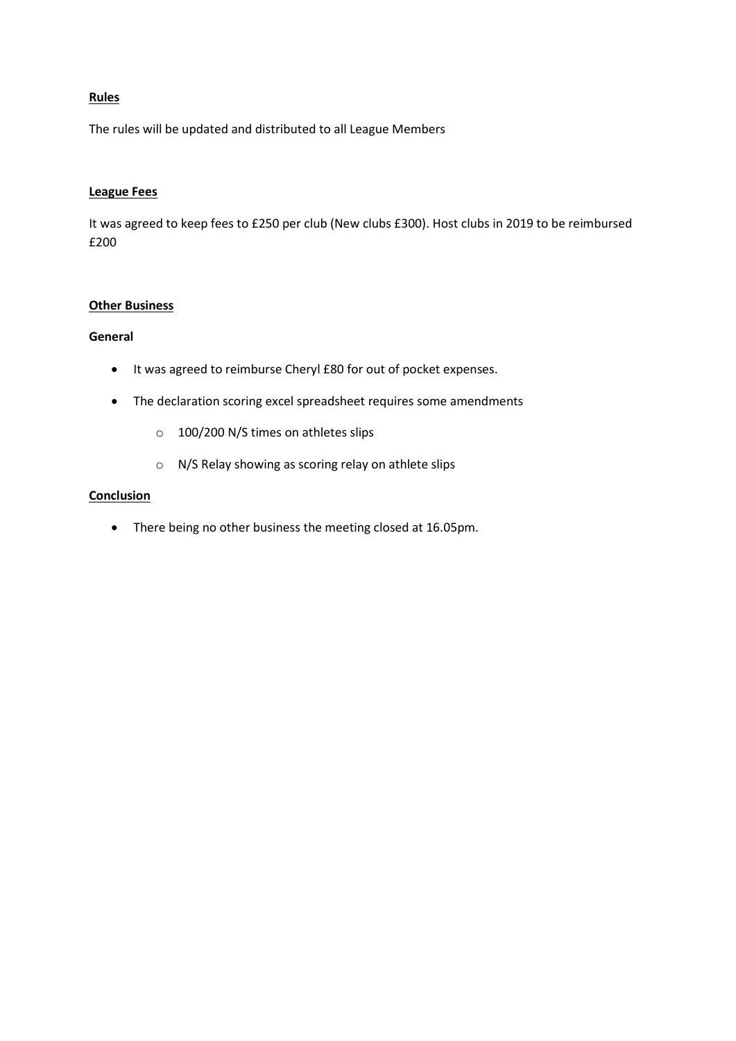**Rules**

The rules will be updated and distributed to all League Members

**League Fees**

It was agreed to keep fees to £250 per club (New clubs £300). Host clubs in 2019 to be reimbursed £200

**Other Business**

**General**

- It was agreed to reimburse Cheryl £80 for out of pocket expenses.
- The declaration scoring excel spreadsheet requires some amendments
    - 100/200 N/S times on athletes slips
    - N/S Relay showing as scoring relay on athlete slips

**Conclusion**

- There being no other business the meeting closed at 16.05pm.